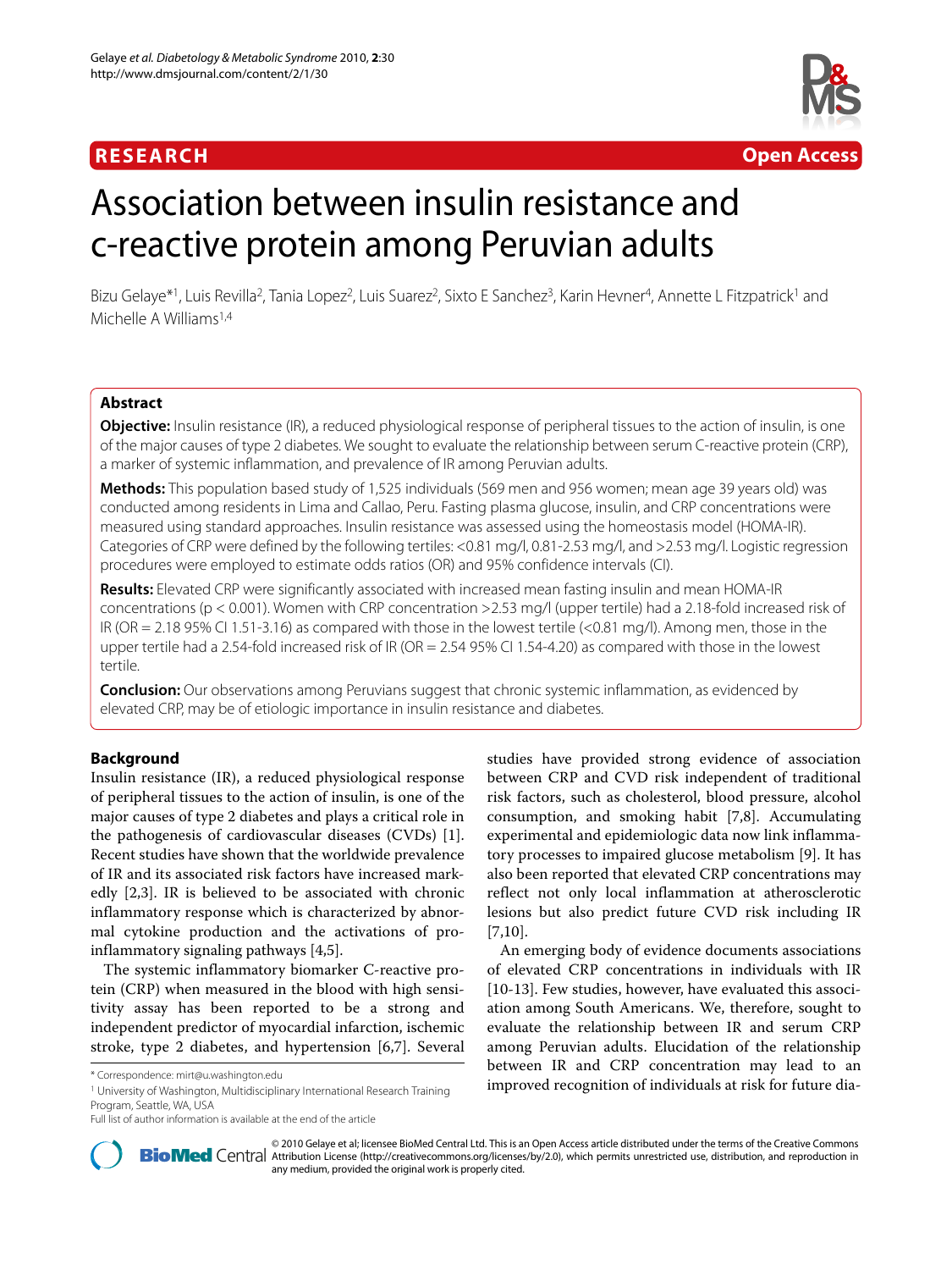**RESEARCH** **Open Access**

# Association between insulin resistance and c-reactive protein among Peruvian adults

Bizu Gelaye*[1], Luis Revilla[2], Tania Lopez[2], Luis Suarez[2], Sixto E Sanchez[3], Karin Hevner[4], Annette L Fitzpatrick[1] and Michelle A Williams[1,4]

## Abstract

**Objective:** Insulin resistance (IR), a reduced physiological response of peripheral tissues to the action of insulin, is one of the major causes of type 2 diabetes. We sought to evaluate the relationship between serum C-reactive protein (CRP), a marker of systemic inflammation, and prevalence of IR among Peruvian adults.

**Methods:** This population based study of 1,525 individuals (569 men and 956 women; mean age 39 years old) was conducted among residents in Lima and Callao, Peru. Fasting plasma glucose, insulin, and CRP concentrations were measured using standard approaches. Insulin resistance was assessed using the homeostasis model (HOMA-IR). Categories of CRP were defined by the following tertiles: <0.81 mg/l, 0.81-2.53 mg/l, and >2.53 mg/l. Logistic regression procedures were employed to estimate odds ratios (OR) and 95% confidence intervals (CI).

**Results:** Elevated CRP were significantly associated with increased mean fasting insulin and mean HOMA-IR concentrations ($p < 0.001$). Women with CRP concentration >2.53 mg/l (upper tertile) had a 2.18-fold increased risk of IR (OR = 2.18 95% CI 1.51-3.16) as compared with those in the lowest tertile (<0.81 mg/l). Among men, those in the upper tertile had a 2.54-fold increased risk of IR (OR = 2.54 95% CI 1.54-4.20) as compared with those in the lowest tertile.

**Conclusion:** Our observations among Peruvians suggest that chronic systemic inflammation, as evidenced by elevated CRP, may be of etiologic importance in insulin resistance and diabetes.

## Background

Insulin resistance (IR), a reduced physiological response of peripheral tissues to the action of insulin, is one of the major causes of type 2 diabetes and plays a critical role in the pathogenesis of cardiovascular diseases (CVDs) [1]. Recent studies have shown that the worldwide prevalence of IR and its associated risk factors have increased markedly [2,3]. IR is believed to be associated with chronic inflammatory response which is characterized by abnormal cytokine production and the activations of pro-inflammatory signaling pathways [4,5].

The systemic inflammatory biomarker C-reactive protein (CRP) when measured in the blood with high sensitivity assay has been reported to be a strong and independent predictor of myocardial infarction, ischemic stroke, type 2 diabetes, and hypertension [6,7]. Several studies have provided strong evidence of association between CRP and CVD risk independent of traditional risk factors, such as cholesterol, blood pressure, alcohol consumption, and smoking habit [7,8]. Accumulating experimental and epidemiologic data now link inflammatory processes to impaired glucose metabolism [9]. It has also been reported that elevated CRP concentrations may reflect not only local inflammation at atherosclerotic lesions but also predict future CVD risk including IR [7,10].

An emerging body of evidence documents associations of elevated CRP concentrations in individuals with IR [10-13]. Few studies, however, have evaluated this association among South Americans. We, therefore, sought to evaluate the relationship between IR and serum CRP among Peruvian adults. Elucidation of the relationship between IR and CRP concentration may lead to an improved recognition of individuals at risk for future dia-

* Correspondence: mirt@u.washington.edu
[1] University of Washington, Multidisciplinary International Research Training Program, Seattle, WA, USA
Full list of author information is available at the end of the article

© 2010 Gelaye et al; licensee BioMed Central Ltd. This is an Open Access article distributed under the terms of the Creative Commons Attribution License (http://creativecommons.org/licenses/by/2.0), which permits unrestricted use, distribution, and reproduction in any medium, provided the original work is properly cited.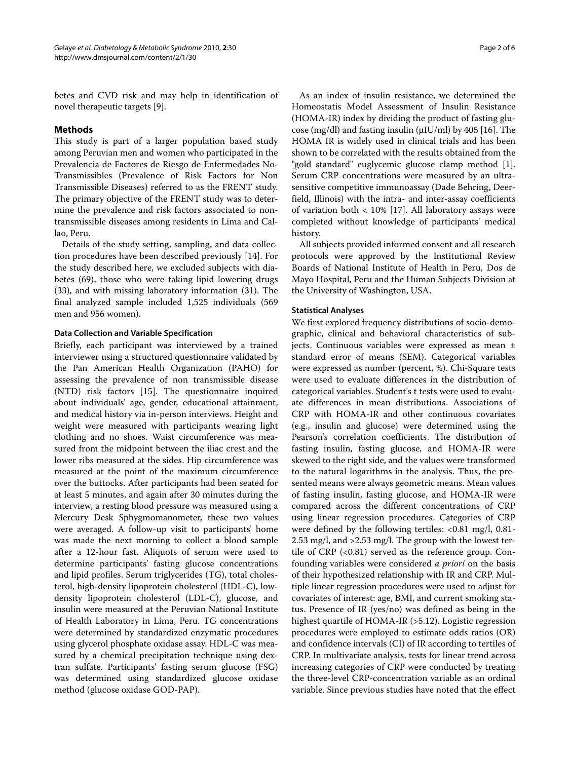betes and CVD risk and may help in identification of novel therapeutic targets [9].

## Methods

This study is part of a larger population based study among Peruvian men and women who participated in the Prevalencia de Factores de Riesgo de Enfermedades No-Transmissibles (Prevalence of Risk Factors for Non Transmissible Diseases) referred to as the FRENT study. The primary objective of the FRENT study was to determine the prevalence and risk factors associated to non-transmissible diseases among residents in Lima and Callao, Peru.

Details of the study setting, sampling, and data collection procedures have been described previously [14]. For the study described here, we excluded subjects with diabetes (69), those who were taking lipid lowering drugs (33), and with missing laboratory information (31). The final analyzed sample included 1,525 individuals (569 men and 956 women).

### Data Collection and Variable Specification

Briefly, each participant was interviewed by a trained interviewer using a structured questionnaire validated by the Pan American Health Organization (PAHO) for assessing the prevalence of non transmissible disease (NTD) risk factors [15]. The questionnaire inquired about individuals' age, gender, educational attainment, and medical history via in-person interviews. Height and weight were measured with participants wearing light clothing and no shoes. Waist circumference was measured from the midpoint between the iliac crest and the lower ribs measured at the sides. Hip circumference was measured at the point of the maximum circumference over the buttocks. After participants had been seated for at least 5 minutes, and again after 30 minutes during the interview, a resting blood pressure was measured using a Mercury Desk Sphygmomanometer, these two values were averaged. A follow-up visit to participants' home was made the next morning to collect a blood sample after a 12-hour fast. Aliquots of serum were used to determine participants' fasting glucose concentrations and lipid profiles. Serum triglycerides (TG), total cholesterol, high-density lipoprotein cholesterol (HDL-C), low-density lipoprotein cholesterol (LDL-C), glucose, and insulin were measured at the Peruvian National Institute of Health Laboratory in Lima, Peru. TG concentrations were determined by standardized enzymatic procedures using glycerol phosphate oxidase assay. HDL-C was measured by a chemical precipitation technique using dextran sulfate. Participants' fasting serum glucose (FSG) was determined using standardized glucose oxidase method (glucose oxidase GOD-PAP).

As an index of insulin resistance, we determined the Homeostatis Model Assessment of Insulin Resistance (HOMA-IR) index by dividing the product of fasting glucose (mg/dl) and fasting insulin (μIU/ml) by 405 [16]. The HOMA IR is widely used in clinical trials and has been shown to be correlated with the results obtained from the "gold standard" euglycemic glucose clamp method [1]. Serum CRP concentrations were measured by an ultra-sensitive competitive immunoassay (Dade Behring, Deerfield, Illinois) with the intra- and inter-assay coefficients of variation both < 10% [17]. All laboratory assays were completed without knowledge of participants' medical history.

All subjects provided informed consent and all research protocols were approved by the Institutional Review Boards of National Institute of Health in Peru, Dos de Mayo Hospital, Peru and the Human Subjects Division at the University of Washington, USA.

### Statistical Analyses

We first explored frequency distributions of socio-demographic, clinical and behavioral characteristics of subjects. Continuous variables were expressed as mean ± standard error of means (SEM). Categorical variables were expressed as number (percent, %). Chi-Square tests were used to evaluate differences in the distribution of categorical variables. Student's t tests were used to evaluate differences in mean distributions. Associations of CRP with HOMA-IR and other continuous covariates (e.g., insulin and glucose) were determined using the Pearson's correlation coefficients. The distribution of fasting insulin, fasting glucose, and HOMA-IR were skewed to the right side, and the values were transformed to the natural logarithms in the analysis. Thus, the presented means were always geometric means. Mean values of fasting insulin, fasting glucose, and HOMA-IR were compared across the different concentrations of CRP using linear regression procedures. Categories of CRP were defined by the following tertiles: <0.81 mg/l, 0.81-2.53 mg/l, and >2.53 mg/l. The group with the lowest tertile of CRP (<0.81) served as the reference group. Confounding variables were considered *a priori* on the basis of their hypothesized relationship with IR and CRP. Multiple linear regression procedures were used to adjust for covariates of interest: age, BMI, and current smoking status. Presence of IR (yes/no) was defined as being in the highest quartile of HOMA-IR (>5.12). Logistic regression procedures were employed to estimate odds ratios (OR) and confidence intervals (CI) of IR according to tertiles of CRP. In multivariate analysis, tests for linear trend across increasing categories of CRP were conducted by treating the three-level CRP-concentration variable as an ordinal variable. Since previous studies have noted that the effect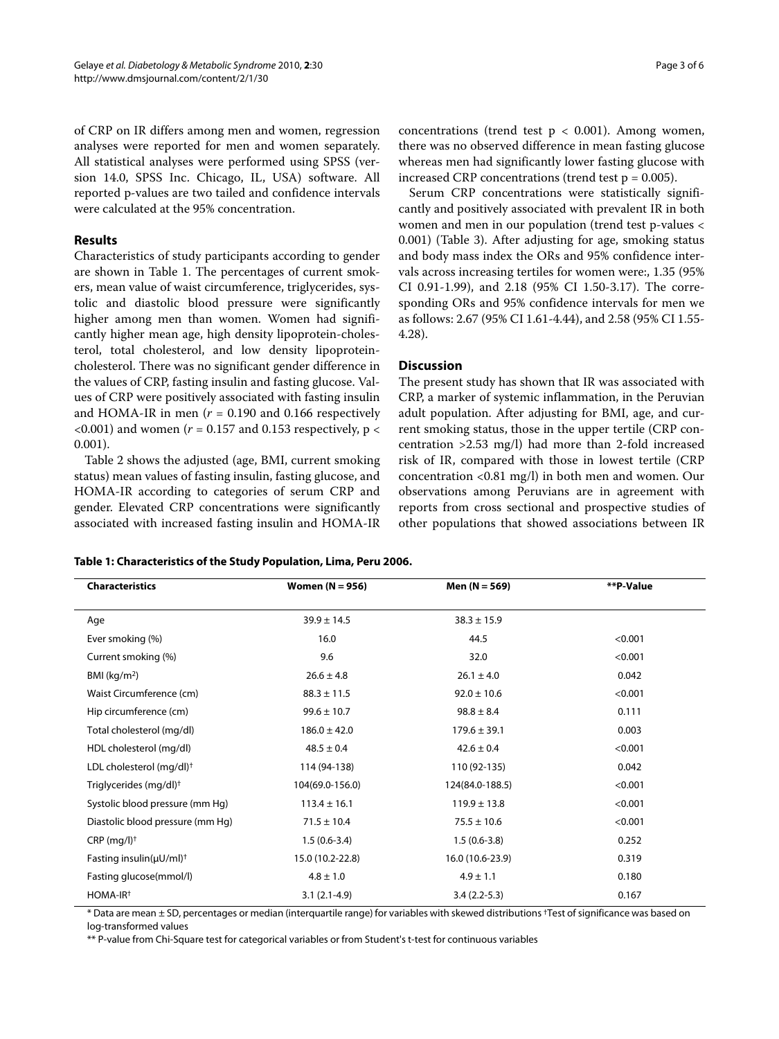of CRP on IR differs among men and women, regression analyses were reported for men and women separately. All statistical analyses were performed using SPSS (version 14.0, SPSS Inc. Chicago, IL, USA) software. All reported p-values are two tailed and confidence intervals were calculated at the 95% concentration.

## Results

Characteristics of study participants according to gender are shown in Table 1. The percentages of current smokers, mean value of waist circumference, triglycerides, systolic and diastolic blood pressure were significantly higher among men than women. Women had significantly higher mean age, high density lipoprotein-cholesterol, total cholesterol, and low density lipoprotein-cholesterol. There was no significant gender difference in the values of CRP, fasting insulin and fasting glucose. Values of CRP were positively associated with fasting insulin and HOMA-IR in men ($r = 0.190$ and 0.166 respectively $<0.001$) and women ($r = 0.157$ and 0.153 respectively, $p < 0.001$).

Table 2 shows the adjusted (age, BMI, current smoking status) mean values of fasting insulin, fasting glucose, and HOMA-IR according to categories of serum CRP and gender. Elevated CRP concentrations were significantly associated with increased fasting insulin and HOMA-IR concentrations (trend test $p < 0.001$). Among women, there was no observed difference in mean fasting glucose whereas men had significantly lower fasting glucose with increased CRP concentrations (trend test $p = 0.005$).

Serum CRP concentrations were statistically significantly and positively associated with prevalent IR in both women and men in our population (trend test p-values < 0.001) (Table 3). After adjusting for age, smoking status and body mass index the ORs and 95% confidence intervals across increasing tertiles for women were:, 1.35 (95% CI 0.91-1.99), and 2.18 (95% CI 1.50-3.17). The corresponding ORs and 95% confidence intervals for men we as follows: 2.67 (95% CI 1.61-4.44), and 2.58 (95% CI 1.55-4.28).

## Discussion

The present study has shown that IR was associated with CRP, a marker of systemic inflammation, in the Peruvian adult population. After adjusting for BMI, age, and current smoking status, those in the upper tertile (CRP concentration >2.53 mg/l) had more than 2-fold increased risk of IR, compared with those in lowest tertile (CRP concentration <0.81 mg/l) in both men and women. Our observations among Peruvians are in agreement with reports from cross sectional and prospective studies of other populations that showed associations between IR

**Table 1: Characteristics of the Study Population, Lima, Peru 2006.**

| Characteristics | Women (N = 956) | Men (N = 569) | **P-Value |
|---|---|---|---|
| Age | 39.9 ± 14.5 | 38.3 ± 15.9 | |
| Ever smoking (%) | 16.0 | 44.5 | <0.001 |
| Current smoking (%) | 9.6 | 32.0 | <0.001 |
| BMI (kg/m$^2$) | 26.6 ± 4.8 | 26.1 ± 4.0 | 0.042 |
| Waist Circumference (cm) | 88.3 ± 11.5 | 92.0 ± 10.6 | <0.001 |
| Hip circumference (cm) | 99.6 ± 10.7 | 98.8 ± 8.4 | 0.111 |
| Total cholesterol (mg/dl) | 186.0 ± 42.0 | 179.6 ± 39.1 | 0.003 |
| HDL cholesterol (mg/dl) | 48.5 ± 0.4 | 42.6 ± 0.4 | <0.001 |
| LDL cholesterol (mg/dl)† | 114 (94-138) | 110 (92-135) | 0.042 |
| Triglycerides (mg/dl)† | 104(69.0-156.0) | 124(84.0-188.5) | <0.001 |
| Systolic blood pressure (mm Hg) | 113.4 ± 16.1 | 119.9 ± 13.8 | <0.001 |
| Diastolic blood pressure (mm Hg) | 71.5 ± 10.4 | 75.5 ± 10.6 | <0.001 |
| CRP (mg/l)† | 1.5 (0.6-3.4) | 1.5 (0.6-3.8) | 0.252 |
| Fasting insulin(μU/ml)† | 15.0 (10.2-22.8) | 16.0 (10.6-23.9) | 0.319 |
| Fasting glucose(mmol/l) | 4.8 ± 1.0 | 4.9 ± 1.1 | 0.180 |
| HOMA-IR† | 3.1 (2.1-4.9) | 3.4 (2.2-5.3) | 0.167 |

* Data are mean ± SD, percentages or median (interquartile range) for variables with skewed distributions †Test of significance was based on log-transformed values

** P-value from Chi-Square test for categorical variables or from Student's t-test for continuous variables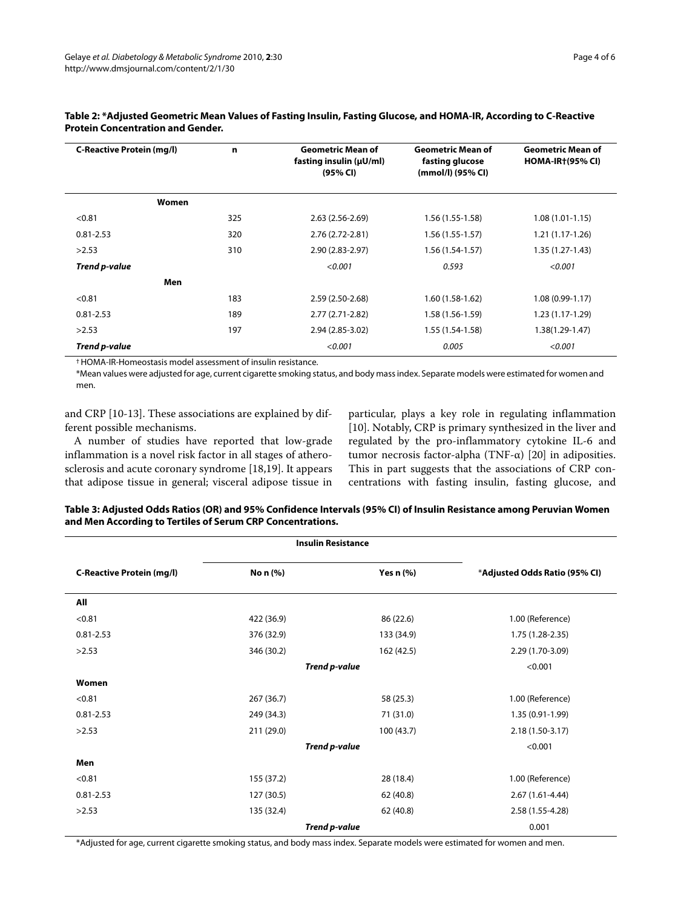**Table 2: *Adjusted Geometric Mean Values of Fasting Insulin, Fasting Glucose, and HOMA-IR, According to C-Reactive Protein Concentration and Gender.**

| C-Reactive Protein (mg/l) | n | Geometric Mean of fasting insulin (μU/ml) (95% CI) | Geometric Mean of fasting glucose (mmol/l) (95% CI) | Geometric Mean of HOMA-IR†(95% CI) |
|---|---|---|---|---|
| **Women** | | | | |
| <0.81 | 325 | 2.63 (2.56-2.69) | 1.56 (1.55-1.58) | 1.08 (1.01-1.15) |
| 0.81-2.53 | 320 | 2.76 (2.72-2.81) | 1.56 (1.55-1.57) | 1.21 (1.17-1.26) |
| >2.53 | 310 | 2.90 (2.83-2.97) | 1.56 (1.54-1.57) | 1.35 (1.27-1.43) |
| ***Trend p-value*** | | *<0.001* | *0.593* | *<0.001* |
| **Men** | | | | |
| <0.81 | 183 | 2.59 (2.50-2.68) | 1.60 (1.58-1.62) | 1.08 (0.99-1.17) |
| 0.81-2.53 | 189 | 2.77 (2.71-2.82) | 1.58 (1.56-1.59) | 1.23 (1.17-1.29) |
| >2.53 | 197 | 2.94 (2.85-3.02) | 1.55 (1.54-1.58) | 1.38(1.29-1.47) |
| ***Trend p-value*** | | *<0.001* | *0.005* | *<0.001* |

† HOMA-IR-Homeostasis model assessment of insulin resistance.

*Mean values were adjusted for age, current cigarette smoking status, and body mass index. Separate models were estimated for women and men.

and CRP [10-13]. These associations are explained by different possible mechanisms.

A number of studies have reported that low-grade inflammation is a novel risk factor in all stages of atherosclerosis and acute coronary syndrome [18,19]. It appears that adipose tissue in general; visceral adipose tissue in particular, plays a key role in regulating inflammation [10]. Notably, CRP is primary synthesized in the liver and regulated by the pro-inflammatory cytokine IL-6 and tumor necrosis factor-alpha (TNF-α) [20] in adiposities. This in part suggests that the associations of CRP concentrations with fasting insulin, fasting glucose, and

**Table 3: Adjusted Odds Ratios (OR) and 95% Confidence Intervals (95% CI) of Insulin Resistance among Peruvian Women and Men According to Tertiles of Serum CRP Concentrations.**

| C-Reactive Protein (mg/l) | Insulin Resistance | | *Adjusted Odds Ratio (95% CI) |
|---|---|---|---|
| | No n (%) | Yes n (%) | |
| **All** | | | |
| <0.81 | 422 (36.9) | 86 (22.6) | 1.00 (Reference) |
| 0.81-2.53 | 376 (32.9) | 133 (34.9) | 1.75 (1.28-2.35) |
| >2.53 | 346 (30.2) | 162 (42.5) | 2.29 (1.70-3.09) |
| | | ***Trend p-value*** | <0.001 |
| **Women** | | | |
| <0.81 | 267 (36.7) | 58 (25.3) | 1.00 (Reference) |
| 0.81-2.53 | 249 (34.3) | 71 (31.0) | 1.35 (0.91-1.99) |
| >2.53 | 211 (29.0) | 100 (43.7) | 2.18 (1.50-3.17) |
| | | ***Trend p-value*** | <0.001 |
| **Men** | | | |
| <0.81 | 155 (37.2) | 28 (18.4) | 1.00 (Reference) |
| 0.81-2.53 | 127 (30.5) | 62 (40.8) | 2.67 (1.61-4.44) |
| >2.53 | 135 (32.4) | 62 (40.8) | 2.58 (1.55-4.28) |
| | | ***Trend p-value*** | 0.001 |

*Adjusted for age, current cigarette smoking status, and body mass index. Separate models were estimated for women and men.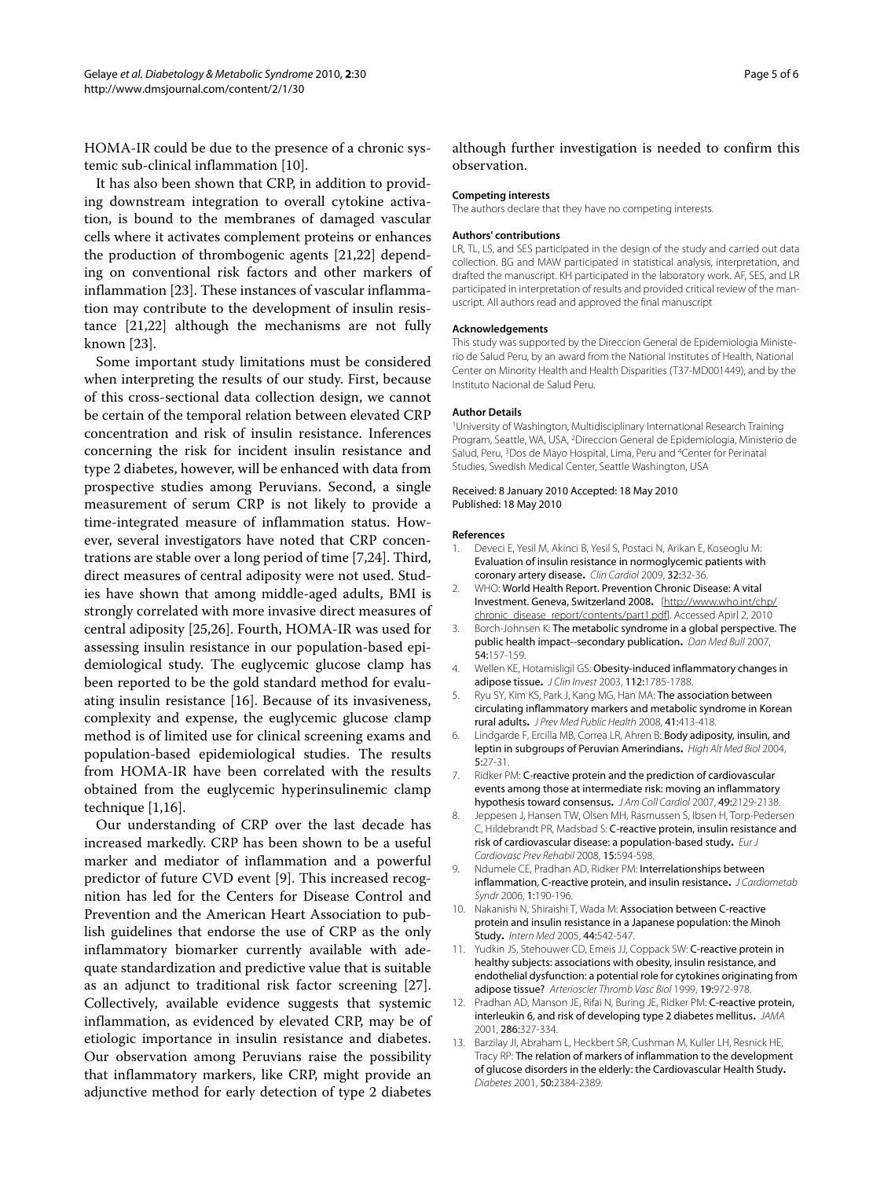HOMA-IR could be due to the presence of a chronic systemic sub-clinical inflammation [10].

It has also been shown that CRP, in addition to providing downstream integration to overall cytokine activation, is bound to the membranes of damaged vascular cells where it activates complement proteins or enhances the production of thrombogenic agents [21,22] depending on conventional risk factors and other markers of inflammation [23]. These instances of vascular inflammation may contribute to the development of insulin resistance [21,22] although the mechanisms are not fully known [23].

Some important study limitations must be considered when interpreting the results of our study. First, because of this cross-sectional data collection design, we cannot be certain of the temporal relation between elevated CRP concentration and risk of insulin resistance. Inferences concerning the risk for incident insulin resistance and type 2 diabetes, however, will be enhanced with data from prospective studies among Peruvians. Second, a single measurement of serum CRP is not likely to provide a time-integrated measure of inflammation status. However, several investigators have noted that CRP concentrations are stable over a long period of time [7,24]. Third, direct measures of central adiposity were not used. Studies have shown that among middle-aged adults, BMI is strongly correlated with more invasive direct measures of central adiposity [25,26]. Fourth, HOMA-IR was used for assessing insulin resistance in our population-based epidemiological study. The euglycemic glucose clamp has been reported to be the gold standard method for evaluating insulin resistance [16]. Because of its invasiveness, complexity and expense, the euglycemic glucose clamp method is of limited use for clinical screening exams and population-based epidemiological studies. The results from HOMA-IR have been correlated with the results obtained from the euglycemic hyperinsulinemic clamp technique [1,16].

Our understanding of CRP over the last decade has increased markedly. CRP has been shown to be a useful marker and mediator of inflammation and a powerful predictor of future CVD event [9]. This increased recognition has led for the Centers for Disease Control and Prevention and the American Heart Association to publish guidelines that endorse the use of CRP as the only inflammatory biomarker currently available with adequate standardization and predictive value that is suitable as an adjunct to traditional risk factor screening [27]. Collectively, available evidence suggests that systemic inflammation, as evidenced by elevated CRP, may be of etiologic importance in insulin resistance and diabetes. Our observation among Peruvians raise the possibility that inflammatory markers, like CRP, might provide an adjunctive method for early detection of type 2 diabetes although further investigation is needed to confirm this observation.

#### Competing interests

The authors declare that they have no competing interests.

#### Authors' contributions

LR, TL, LS, and SES participated in the design of the study and carried out data collection. BG and MAW participated in statistical analysis, interpretation, and drafted the manuscript. KH participated in the laboratory work. AF, SES, and LR participated in interpretation of results and provided critical review of the manuscript. All authors read and approved the final manuscript

#### Acknowledgements

This study was supported by the Direccion General de Epidemiologia Ministerio de Salud Peru, by an award from the National Institutes of Health, National Center on Minority Health and Health Disparities (T37-MD001449), and by the Instituto Nacional de Salud Peru.

#### Author Details

[1]University of Washington, Multidisciplinary International Research Training Program, Seattle, WA, USA, [2]Direccion General de Epidemiologia, Ministerio de Salud, Peru, [3]Dos de Mayo Hospital, Lima, Peru and [4]Center for Perinatal Studies, Swedish Medical Center, Seattle Washington, USA

Received: 8 January 2010 Accepted: 18 May 2010
Published: 18 May 2010

#### References

1. Deveci E, Yesil M, Akinci B, Yesil S, Postaci N, Arikan E, Koseoglu M: **Evaluation of insulin resistance in normoglycemic patients with coronary artery disease.** *Clin Cardiol* 2009, **32**:32-36.
2. WHO: **World Health Report. Prevention Chronic Disease: A vital Investment. Geneva, Switzerland 2008.** [http://www.who.int/chp/chronic_disease_report/contents/part1.pdf]. Accessed Apirl 2, 2010
3. Borch-Johnsen K: **The metabolic syndrome in a global perspective. The public health impact--secondary publication.** *Dan Med Bull* 2007, **54**:157-159.
4. Wellen KE, Hotamisligil GS: **Obesity-induced inflammatory changes in adipose tissue.** *J Clin Invest* 2003, **112**:1785-1788.
5. Ryu SY, Kim KS, Park J, Kang MG, Han MA: **The association between circulating inflammatory markers and metabolic syndrome in Korean rural adults.** *J Prev Med Public Health* 2008, **41**:413-418.
6. Lindgarde F, Ercilla MB, Correa LR, Ahren B: **Body adiposity, insulin, and leptin in subgroups of Peruvian Amerindians.** *High Alt Med Biol* 2004, **5**:27-31.
7. Ridker PM: **C-reactive protein and the prediction of cardiovascular events among those at intermediate risk: moving an inflammatory hypothesis toward consensus.** *J Am Coll Cardiol* 2007, **49**:2129-2138.
8. Jeppesen J, Hansen TW, Olsen MH, Rasmussen S, Ibsen H, Torp-Pedersen C, Hildebrandt PR, Madsbad S: **C-reactive protein, insulin resistance and risk of cardiovascular disease: a population-based study.** *Eur J Cardiovasc Prev Rehabil* 2008, **15**:594-598.
9. Ndumele CE, Pradhan AD, Ridker PM: **Interrelationships between inflammation, C-reactive protein, and insulin resistance.** *J Cardiometab Syndr* 2006, **1**:190-196.
10. Nakanishi N, Shiraishi T, Wada M: **Association between C-reactive protein and insulin resistance in a Japanese population: the Minoh Study.** *Intern Med* 2005, **44**:542-547.
11. Yudkin JS, Stehouwer CD, Emeis JJ, Coppack SW: **C-reactive protein in healthy subjects: associations with obesity, insulin resistance, and endothelial dysfunction: a potential role for cytokines originating from adipose tissue?** *Arterioscler Thromb Vasc Biol* 1999, **19**:972-978.
12. Pradhan AD, Manson JE, Rifai N, Buring JE, Ridker PM: **C-reactive protein, interleukin 6, and risk of developing type 2 diabetes mellitus.** *JAMA* 2001, **286**:327-334.
13. Barzilay JI, Abraham L, Heckbert SR, Cushman M, Kuller LH, Resnick HE, Tracy RP: **The relation of markers of inflammation to the development of glucose disorders in the elderly: the Cardiovascular Health Study.** *Diabetes* 2001, **50**:2384-2389.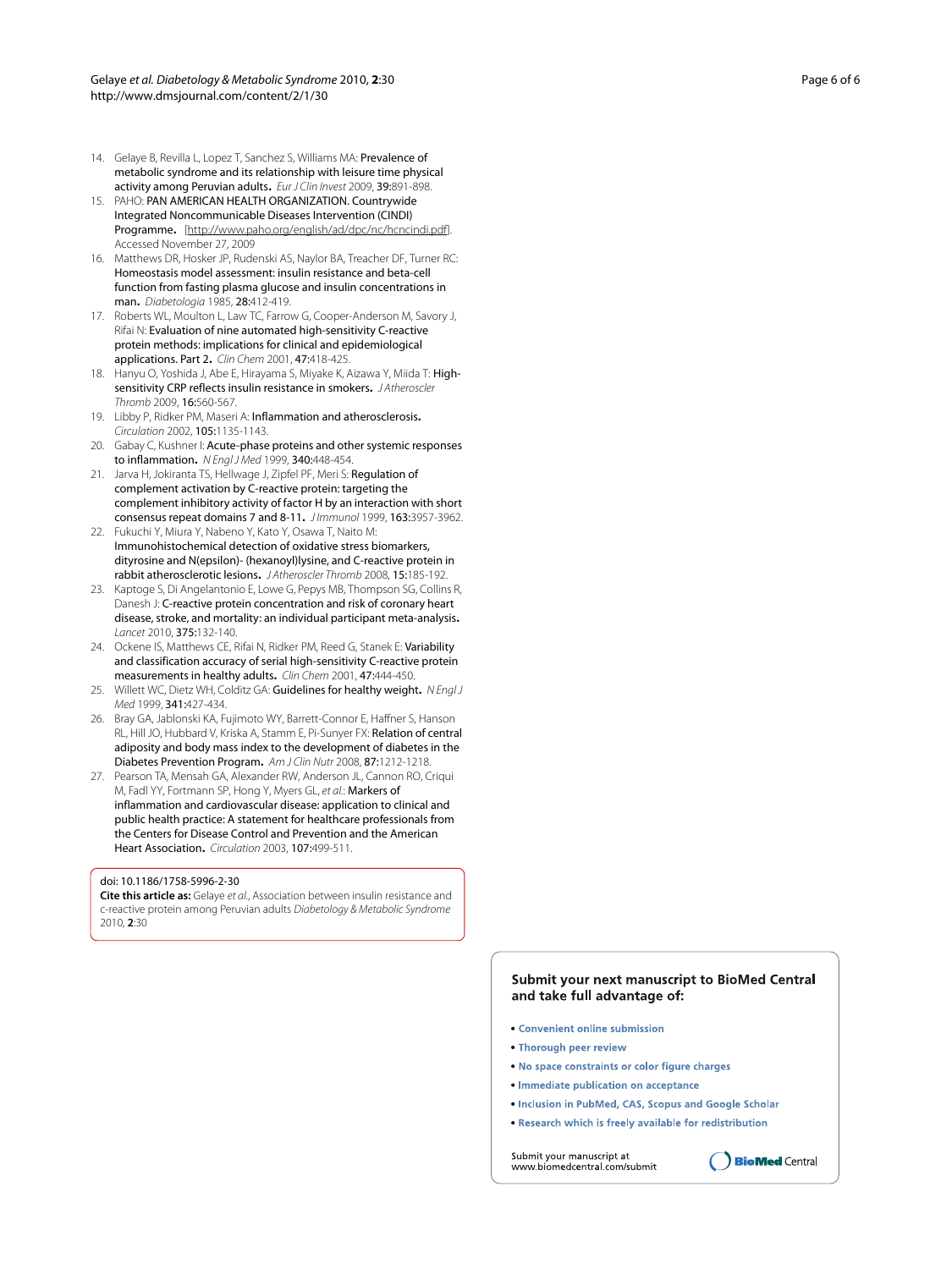14. Gelaye B, Revilla L, Lopez T, Sanchez S, Williams MA: **Prevalence of metabolic syndrome and its relationship with leisure time physical activity among Peruvian adults.** *Eur J Clin Invest* 2009, **39**:891-898.
15. PAHO: **PAN AMERICAN HEALTH ORGANIZATION. Countrywide Integrated Noncommunicable Diseases Intervention (CINDI) Programme.** [http://www.paho.org/english/ad/dpc/nc/hcncindi.pdf]. Accessed November 27, 2009
16. Matthews DR, Hosker JP, Rudenski AS, Naylor BA, Treacher DF, Turner RC: **Homeostasis model assessment: insulin resistance and beta-cell function from fasting plasma glucose and insulin concentrations in man.** *Diabetologia* 1985, **28**:412-419.
17. Roberts WL, Moulton L, Law TC, Farrow G, Cooper-Anderson M, Savory J, Rifai N: **Evaluation of nine automated high-sensitivity C-reactive protein methods: implications for clinical and epidemiological applications. Part 2.** *Clin Chem* 2001, **47**:418-425.
18. Hanyu O, Yoshida J, Abe E, Hirayama S, Miyake K, Aizawa Y, Miida T: **High-sensitivity CRP reflects insulin resistance in smokers.** *J Atheroscler Thromb* 2009, **16**:560-567.
19. Libby P, Ridker PM, Maseri A: **Inflammation and atherosclerosis.** *Circulation* 2002, **105**:1135-1143.
20. Gabay C, Kushner I: **Acute-phase proteins and other systemic responses to inflammation.** *N Engl J Med* 1999, **340**:448-454.
21. Jarva H, Jokiranta TS, Hellwage J, Zipfel PF, Meri S: **Regulation of complement activation by C-reactive protein: targeting the complement inhibitory activity of factor H by an interaction with short consensus repeat domains 7 and 8-11.** *J Immunol* 1999, **163**:3957-3962.
22. Fukuchi Y, Miura Y, Nabeno Y, Kato Y, Osawa T, Naito M: **Immunohistochemical detection of oxidative stress biomarkers, dityrosine and N(epsilon)- (hexanoyl)lysine, and C-reactive protein in rabbit atherosclerotic lesions.** *J Atheroscler Thromb* 2008, **15**:185-192.
23. Kaptoge S, Di Angelantonio E, Lowe G, Pepys MB, Thompson SG, Collins R, Danesh J: **C-reactive protein concentration and risk of coronary heart disease, stroke, and mortality: an individual participant meta-analysis.** *Lancet* 2010, **375**:132-140.
24. Ockene IS, Matthews CE, Rifai N, Ridker PM, Reed G, Stanek E: **Variability and classification accuracy of serial high-sensitivity C-reactive protein measurements in healthy adults.** *Clin Chem* 2001, **47**:444-450.
25. Willett WC, Dietz WH, Colditz GA: **Guidelines for healthy weight.** *N Engl J Med* 1999, **341**:427-434.
26. Bray GA, Jablonski KA, Fujimoto WY, Barrett-Connor E, Haffner S, Hanson RL, Hill JO, Hubbard V, Kriska A, Stamm E, Pi-Sunyer FX: **Relation of central adiposity and body mass index to the development of diabetes in the Diabetes Prevention Program.** *Am J Clin Nutr* 2008, **87**:1212-1218.
27. Pearson TA, Mensah GA, Alexander RW, Anderson JL, Cannon RO, Criqui M, Fadl YY, Fortmann SP, Hong Y, Myers GL, *et al.*: **Markers of inflammation and cardiovascular disease: application to clinical and public health practice: A statement for healthcare professionals from the Centers for Disease Control and Prevention and the American Heart Association.** *Circulation* 2003, **107**:499-511.

doi: 10.1186/1758-5996-2-30

**Cite this article as:** Gelaye *et al.*, Association between insulin resistance and c-reactive protein among Peruvian adults *Diabetology & Metabolic Syndrome* 2010, **2**:30

**Submit your next manuscript to BioMed Central and take full advantage of:**

- Convenient online submission
- Thorough peer review
- No space constraints or color figure charges
- Immediate publication on acceptance
- Inclusion in PubMed, CAS, Scopus and Google Scholar
- Research which is freely available for redistribution

Submit your manuscript at www.biomedcentral.com/submit

BioMed Central